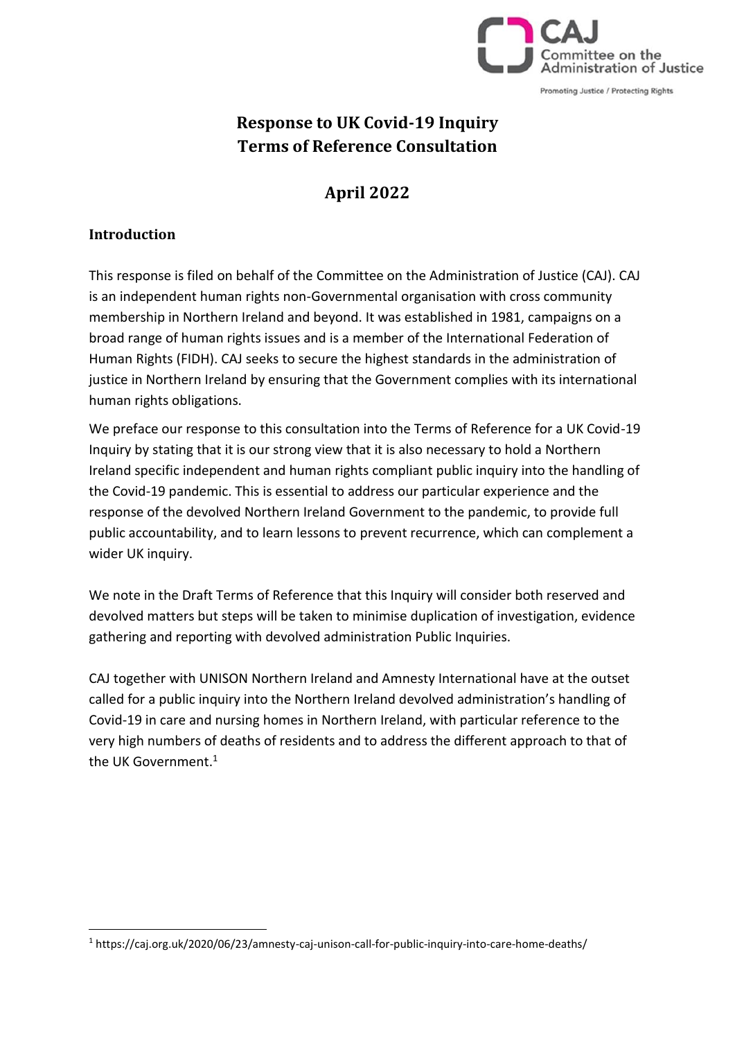# Response to UK Covid-19 Inquiry Terms of Reference Consultation

## April 2022

### Introduction

This response is filed on behalf of the Committee on the Administration of Justice (CAJ). CAJ is an independent human rights non-Governmental organisation with cross community membership in Northern Ireland and beyond. It was established in 1981, campaigns on a broad range of human rights issues and is a member of the International Federation of Human Rights (FIDH). CAJ seeks to secure the highest standards in the administration of justice in Northern Ireland by ensuring that the Government complies with its international human rights obligations.

We preface our response to this consultation into the Terms of Reference for a UK Covid-19 Inquiry by stating that it is our strong view that it is also necessary to hold a Northern Ireland specific independent and human rights compliant public inquiry into the handling of the Covid-19 pandemic. This is essential to address our particular experience and the response of the devolved Northern Ireland Government to the pandemic, to provide full public accountability, and to learn lessons to prevent recurrence, which can complement a wider UK inquiry.

We note in the Draft Terms of Reference that this Inquiry will consider both reserved and devolved matters but steps will be taken to minimise duplication of investigation, evidence gathering and reporting with devolved administration Public Inquiries.

CAJ together with UNISON Northern Ireland and Amnesty International have at the outset called for a public inquiry into the Northern Ireland devolved administration's handling of Covid-19 in care and nursing homes in Northern Ireland, with particular reference to the very high numbers of deaths of residents and to address the different approach to that of the UK Government.[1]

[1] https://caj.org.uk/2020/06/23/amnesty-caj-unison-call-for-public-inquiry-into-care-home-deaths/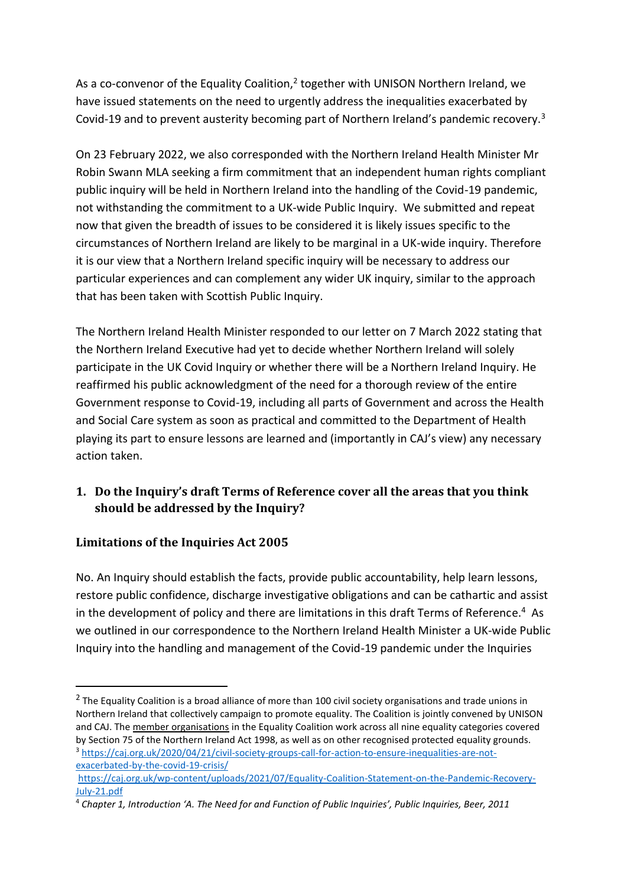As a co-convenor of the Equality Coalition,[2] together with UNISON Northern Ireland, we have issued statements on the need to urgently address the inequalities exacerbated by Covid-19 and to prevent austerity becoming part of Northern Ireland's pandemic recovery.[3]

On 23 February 2022, we also corresponded with the Northern Ireland Health Minister Mr Robin Swann MLA seeking a firm commitment that an independent human rights compliant public inquiry will be held in Northern Ireland into the handling of the Covid-19 pandemic, not withstanding the commitment to a UK-wide Public Inquiry. We submitted and repeat now that given the breadth of issues to be considered it is likely issues specific to the circumstances of Northern Ireland are likely to be marginal in a UK-wide inquiry. Therefore it is our view that a Northern Ireland specific inquiry will be necessary to address our particular experiences and can complement any wider UK inquiry, similar to the approach that has been taken with Scottish Public Inquiry.

The Northern Ireland Health Minister responded to our letter on 7 March 2022 stating that the Northern Ireland Executive had yet to decide whether Northern Ireland will solely participate in the UK Covid Inquiry or whether there will be a Northern Ireland Inquiry. He reaffirmed his public acknowledgment of the need for a thorough review of the entire Government response to Covid-19, including all parts of Government and across the Health and Social Care system as soon as practical and committed to the Department of Health playing its part to ensure lessons are learned and (importantly in CAJ's view) any necessary action taken.

## 1. Do the Inquiry's draft Terms of Reference cover all the areas that you think should be addressed by the Inquiry?

### Limitations of the Inquiries Act 2005

No. An Inquiry should establish the facts, provide public accountability, help learn lessons, restore public confidence, discharge investigative obligations and can be cathartic and assist in the development of policy and there are limitations in this draft Terms of Reference.[4] As we outlined in our correspondence to the Northern Ireland Health Minister a UK-wide Public Inquiry into the handling and management of the Covid-19 pandemic under the Inquiries

---

[2] The Equality Coalition is a broad alliance of more than 100 civil society organisations and trade unions in Northern Ireland that collectively campaign to promote equality. The Coalition is jointly convened by UNISON and CAJ. The member organisations in the Equality Coalition work across all nine equality categories covered by Section 75 of the Northern Ireland Act 1998, as well as on other recognised protected equality grounds.

[3] https://caj.org.uk/2020/04/21/civil-society-groups-call-for-action-to-ensure-inequalities-are-not-exacerbated-by-the-covid-19-crisis/
https://caj.org.uk/wp-content/uploads/2021/07/Equality-Coalition-Statement-on-the-Pandemic-Recovery-July-21.pdf

[4] *Chapter 1, Introduction 'A. The Need for and Function of Public Inquiries', Public Inquiries, Beer, 2011*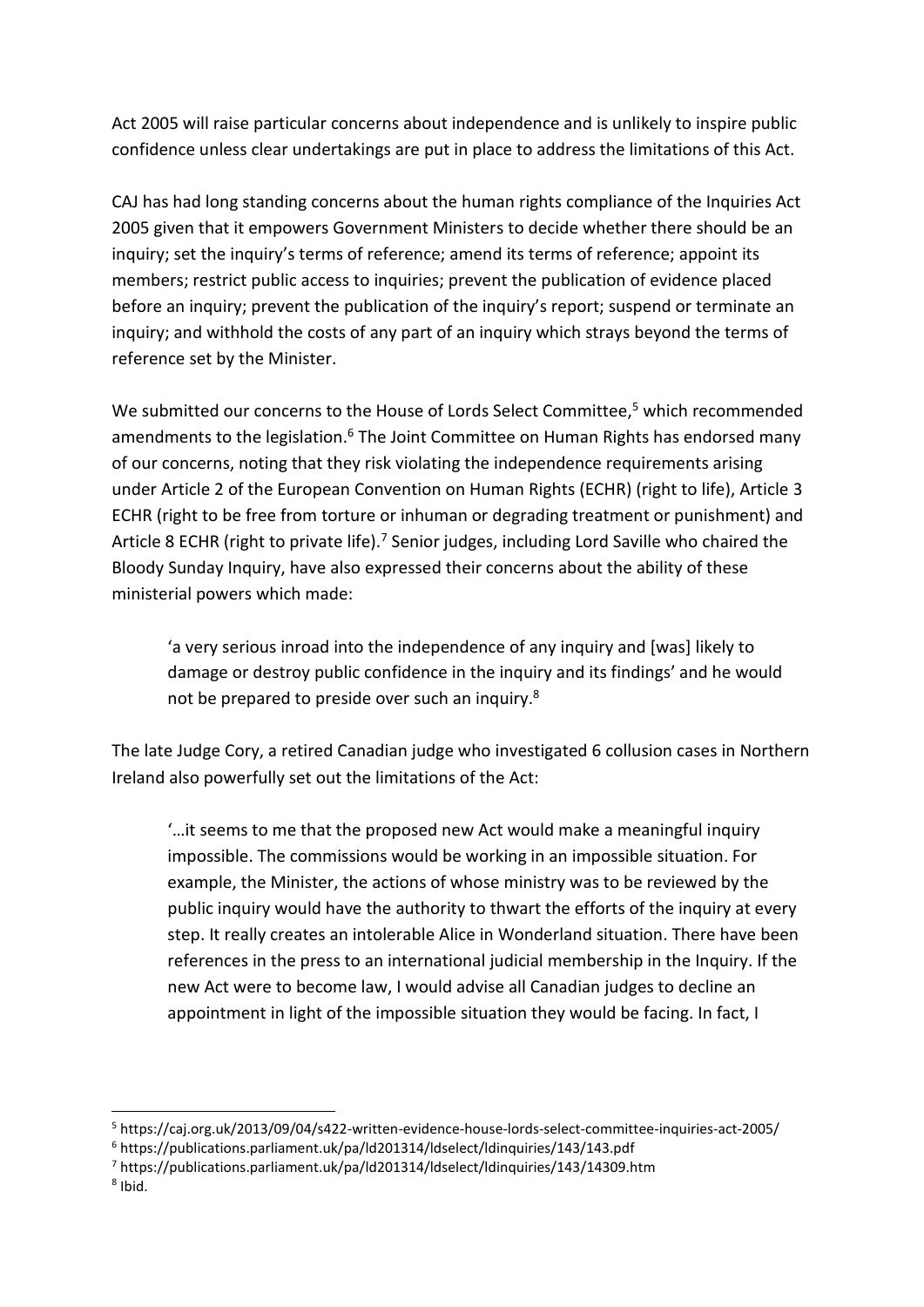Act 2005 will raise particular concerns about independence and is unlikely to inspire public confidence unless clear undertakings are put in place to address the limitations of this Act.

CAJ has had long standing concerns about the human rights compliance of the Inquiries Act 2005 given that it empowers Government Ministers to decide whether there should be an inquiry; set the inquiry's terms of reference; amend its terms of reference; appoint its members; restrict public access to inquiries; prevent the publication of evidence placed before an inquiry; prevent the publication of the inquiry's report; suspend or terminate an inquiry; and withhold the costs of any part of an inquiry which strays beyond the terms of reference set by the Minister.

We submitted our concerns to the House of Lords Select Committee,[5] which recommended amendments to the legislation.[6] The Joint Committee on Human Rights has endorsed many of our concerns, noting that they risk violating the independence requirements arising under Article 2 of the European Convention on Human Rights (ECHR) (right to life), Article 3 ECHR (right to be free from torture or inhuman or degrading treatment or punishment) and Article 8 ECHR (right to private life).[7] Senior judges, including Lord Saville who chaired the Bloody Sunday Inquiry, have also expressed their concerns about the ability of these ministerial powers which made:

> 'a very serious inroad into the independence of any inquiry and [was] likely to damage or destroy public confidence in the inquiry and its findings' and he would not be prepared to preside over such an inquiry.[8]

The late Judge Cory, a retired Canadian judge who investigated 6 collusion cases in Northern Ireland also powerfully set out the limitations of the Act:

> '…it seems to me that the proposed new Act would make a meaningful inquiry impossible. The commissions would be working in an impossible situation. For example, the Minister, the actions of whose ministry was to be reviewed by the public inquiry would have the authority to thwart the efforts of the inquiry at every step. It really creates an intolerable Alice in Wonderland situation. There have been references in the press to an international judicial membership in the Inquiry. If the new Act were to become law, I would advise all Canadian judges to decline an appointment in light of the impossible situation they would be facing. In fact, I

---

[5] https://caj.org.uk/2013/09/04/s422-written-evidence-house-lords-select-committee-inquiries-act-2005/

[6] https://publications.parliament.uk/pa/ld201314/ldselect/ldinquiries/143/143.pdf

[7] https://publications.parliament.uk/pa/ld201314/ldselect/ldinquiries/143/14309.htm

[8] Ibid.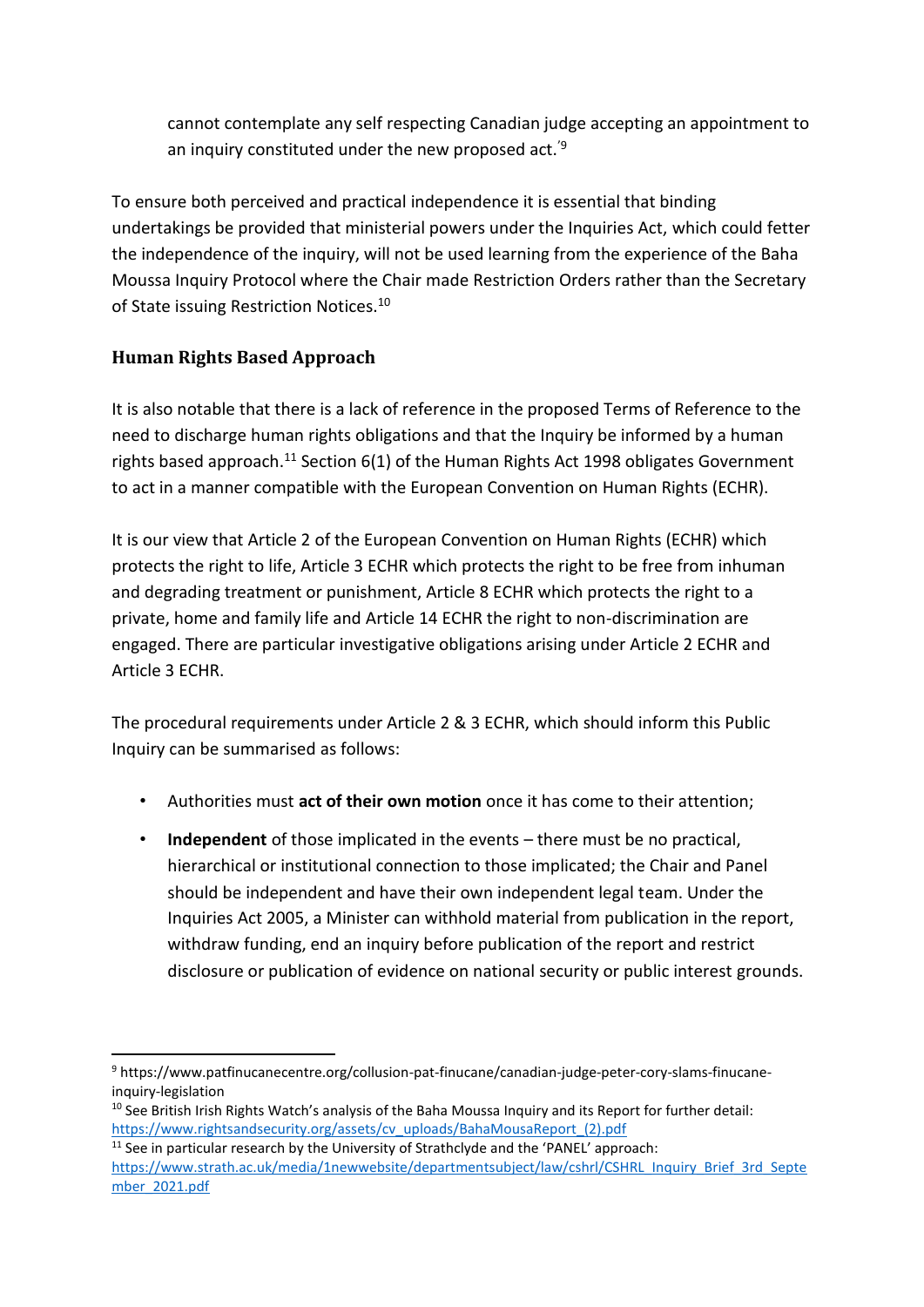cannot contemplate any self respecting Canadian judge accepting an appointment to an inquiry constituted under the new proposed act.'[9]

To ensure both perceived and practical independence it is essential that binding undertakings be provided that ministerial powers under the Inquiries Act, which could fetter the independence of the inquiry, will not be used learning from the experience of the Baha Moussa Inquiry Protocol where the Chair made Restriction Orders rather than the Secretary of State issuing Restriction Notices.[10]

## Human Rights Based Approach

It is also notable that there is a lack of reference in the proposed Terms of Reference to the need to discharge human rights obligations and that the Inquiry be informed by a human rights based approach.[11] Section 6(1) of the Human Rights Act 1998 obligates Government to act in a manner compatible with the European Convention on Human Rights (ECHR).

It is our view that Article 2 of the European Convention on Human Rights (ECHR) which protects the right to life, Article 3 ECHR which protects the right to be free from inhuman and degrading treatment or punishment, Article 8 ECHR which protects the right to a private, home and family life and Article 14 ECHR the right to non-discrimination are engaged. There are particular investigative obligations arising under Article 2 ECHR and Article 3 ECHR.

The procedural requirements under Article 2 & 3 ECHR, which should inform this Public Inquiry can be summarised as follows:

- Authorities must **act of their own motion** once it has come to their attention;
- **Independent** of those implicated in the events – there must be no practical, hierarchical or institutional connection to those implicated; the Chair and Panel should be independent and have their own independent legal team. Under the Inquiries Act 2005, a Minister can withhold material from publication in the report, withdraw funding, end an inquiry before publication of the report and restrict disclosure or publication of evidence on national security or public interest grounds.

---

[9] https://www.patfinucanecentre.org/collusion-pat-finucane/canadian-judge-peter-cory-slams-finucane-inquiry-legislation

[10] See British Irish Rights Watch's analysis of the Baha Moussa Inquiry and its Report for further detail: https://www.rightsandsecurity.org/assets/cv_uploads/BahaMousaReport_(2).pdf

[11] See in particular research by the University of Strathclyde and the 'PANEL' approach: https://www.strath.ac.uk/media/1newwebsite/departmentsubject/law/cshrl/CSHRL_Inquiry_Brief_3rd_September_2021.pdf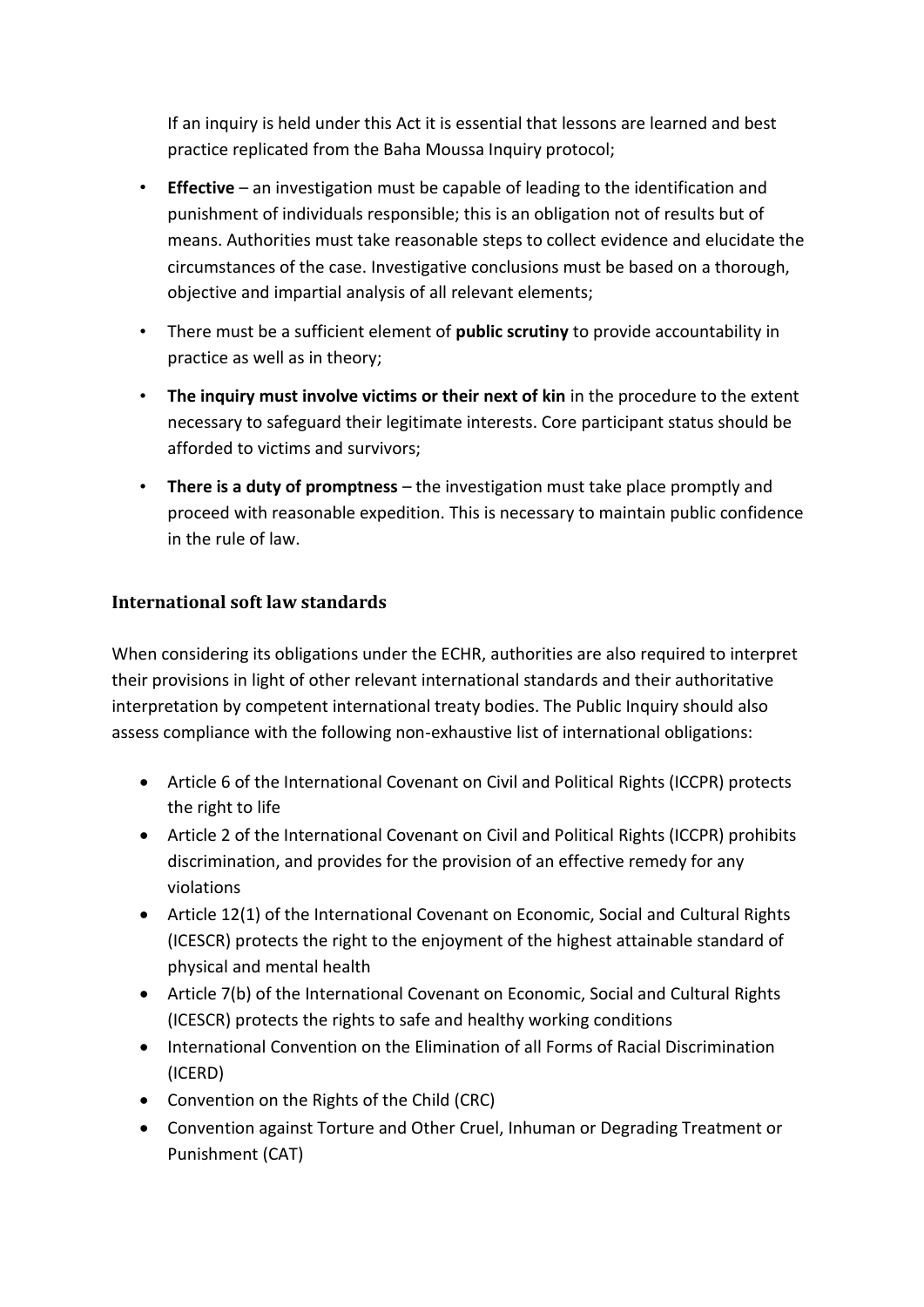If an inquiry is held under this Act it is essential that lessons are learned and best practice replicated from the Baha Moussa Inquiry protocol;

- **Effective** – an investigation must be capable of leading to the identification and punishment of individuals responsible; this is an obligation not of results but of means. Authorities must take reasonable steps to collect evidence and elucidate the circumstances of the case. Investigative conclusions must be based on a thorough, objective and impartial analysis of all relevant elements;
- There must be a sufficient element of **public scrutiny** to provide accountability in practice as well as in theory;
- **The inquiry must involve victims or their next of kin** in the procedure to the extent necessary to safeguard their legitimate interests. Core participant status should be afforded to victims and survivors;
- **There is a duty of promptness** – the investigation must take place promptly and proceed with reasonable expedition. This is necessary to maintain public confidence in the rule of law.

### International soft law standards

When considering its obligations under the ECHR, authorities are also required to interpret their provisions in light of other relevant international standards and their authoritative interpretation by competent international treaty bodies. The Public Inquiry should also assess compliance with the following non-exhaustive list of international obligations:

- Article 6 of the International Covenant on Civil and Political Rights (ICCPR) protects the right to life
- Article 2 of the International Covenant on Civil and Political Rights (ICCPR) prohibits discrimination, and provides for the provision of an effective remedy for any violations
- Article 12(1) of the International Covenant on Economic, Social and Cultural Rights (ICESCR) protects the right to the enjoyment of the highest attainable standard of physical and mental health
- Article 7(b) of the International Covenant on Economic, Social and Cultural Rights (ICESCR) protects the rights to safe and healthy working conditions
- International Convention on the Elimination of all Forms of Racial Discrimination (ICERD)
- Convention on the Rights of the Child (CRC)
- Convention against Torture and Other Cruel, Inhuman or Degrading Treatment or Punishment (CAT)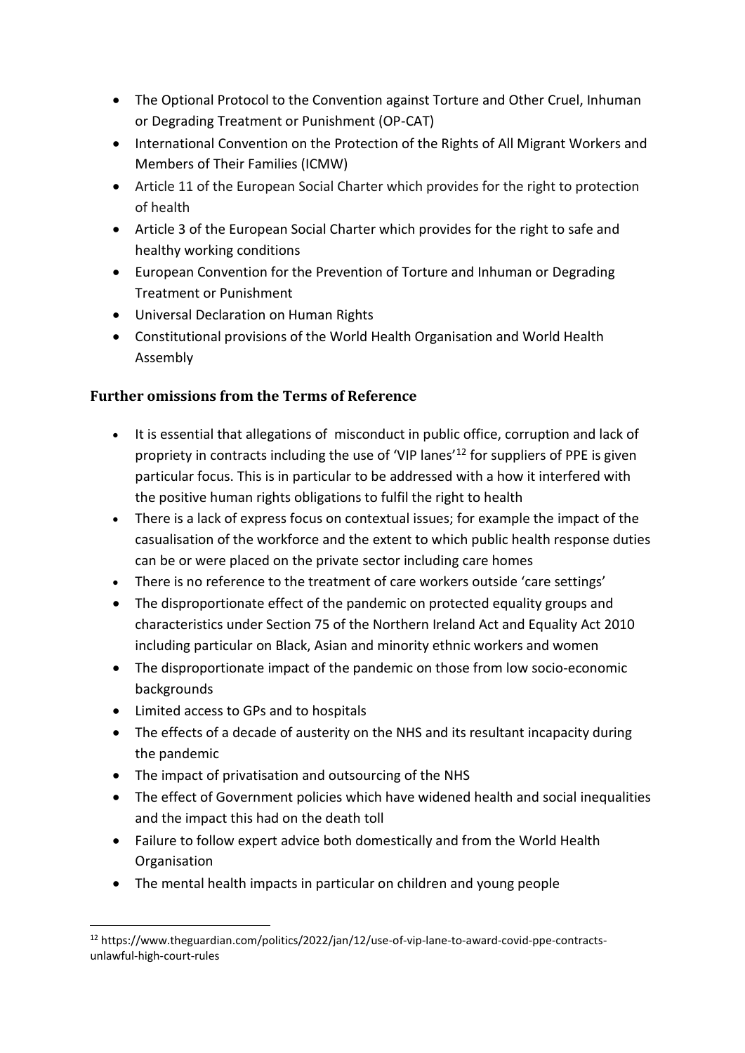- The Optional Protocol to the Convention against Torture and Other Cruel, Inhuman or Degrading Treatment or Punishment (OP-CAT)
- International Convention on the Protection of the Rights of All Migrant Workers and Members of Their Families (ICMW)
- Article 11 of the European Social Charter which provides for the right to protection of health
- Article 3 of the European Social Charter which provides for the right to safe and healthy working conditions
- European Convention for the Prevention of Torture and Inhuman or Degrading Treatment or Punishment
- Universal Declaration on Human Rights
- Constitutional provisions of the World Health Organisation and World Health Assembly

## Further omissions from the Terms of Reference

- It is essential that allegations of misconduct in public office, corruption and lack of propriety in contracts including the use of 'VIP lanes'[12] for suppliers of PPE is given particular focus. This is in particular to be addressed with a how it interfered with the positive human rights obligations to fulfil the right to health
- There is a lack of express focus on contextual issues; for example the impact of the casualisation of the workforce and the extent to which public health response duties can be or were placed on the private sector including care homes
- There is no reference to the treatment of care workers outside 'care settings'
- The disproportionate effect of the pandemic on protected equality groups and characteristics under Section 75 of the Northern Ireland Act and Equality Act 2010 including particular on Black, Asian and minority ethnic workers and women
- The disproportionate impact of the pandemic on those from low socio-economic backgrounds
- Limited access to GPs and to hospitals
- The effects of a decade of austerity on the NHS and its resultant incapacity during the pandemic
- The impact of privatisation and outsourcing of the NHS
- The effect of Government policies which have widened health and social inequalities and the impact this had on the death toll
- Failure to follow expert advice both domestically and from the World Health Organisation
- The mental health impacts in particular on children and young people

[12] https://www.theguardian.com/politics/2022/jan/12/use-of-vip-lane-to-award-covid-ppe-contracts-unlawful-high-court-rules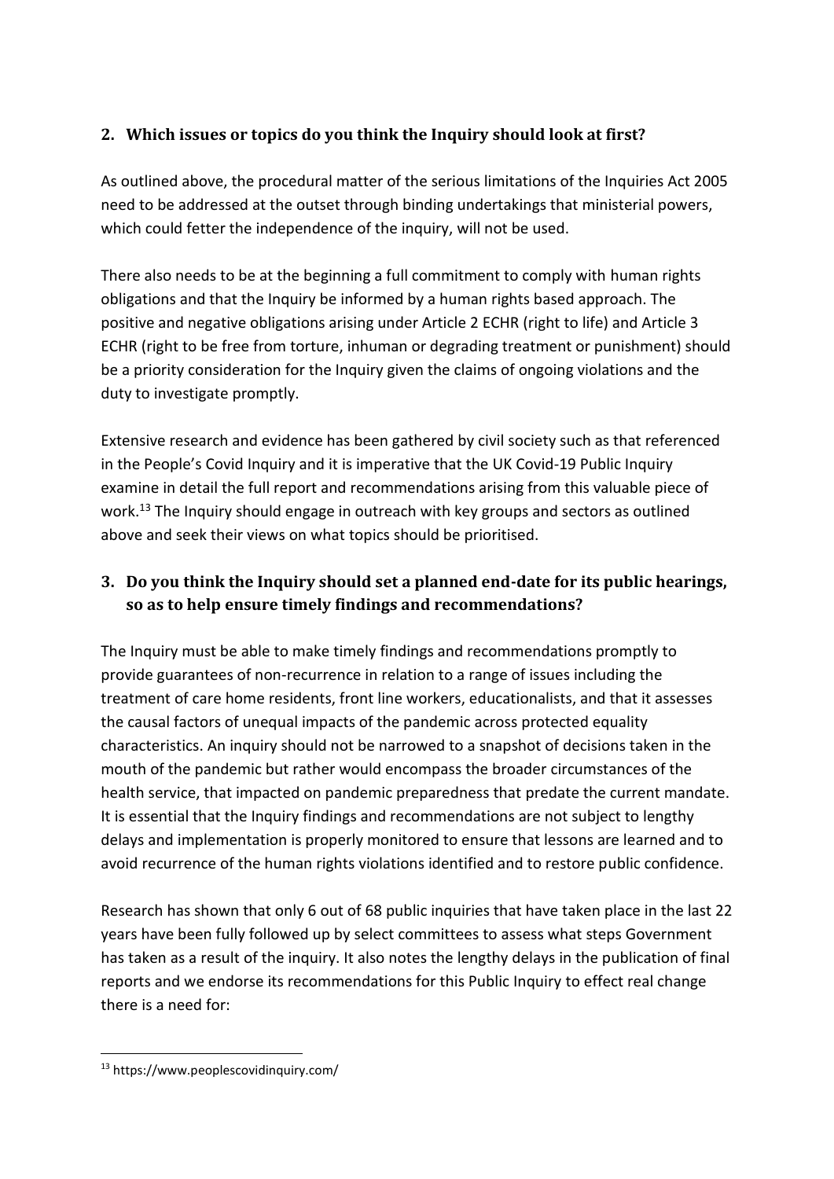## 2. Which issues or topics do you think the Inquiry should look at first?

As outlined above, the procedural matter of the serious limitations of the Inquiries Act 2005 need to be addressed at the outset through binding undertakings that ministerial powers, which could fetter the independence of the inquiry, will not be used.

There also needs to be at the beginning a full commitment to comply with human rights obligations and that the Inquiry be informed by a human rights based approach. The positive and negative obligations arising under Article 2 ECHR (right to life) and Article 3 ECHR (right to be free from torture, inhuman or degrading treatment or punishment) should be a priority consideration for the Inquiry given the claims of ongoing violations and the duty to investigate promptly.

Extensive research and evidence has been gathered by civil society such as that referenced in the People's Covid Inquiry and it is imperative that the UK Covid-19 Public Inquiry examine in detail the full report and recommendations arising from this valuable piece of work.[13] The Inquiry should engage in outreach with key groups and sectors as outlined above and seek their views on what topics should be prioritised.

## 3. Do you think the Inquiry should set a planned end-date for its public hearings, so as to help ensure timely findings and recommendations?

The Inquiry must be able to make timely findings and recommendations promptly to provide guarantees of non-recurrence in relation to a range of issues including the treatment of care home residents, front line workers, educationalists, and that it assesses the causal factors of unequal impacts of the pandemic across protected equality characteristics. An inquiry should not be narrowed to a snapshot of decisions taken in the mouth of the pandemic but rather would encompass the broader circumstances of the health service, that impacted on pandemic preparedness that predate the current mandate. It is essential that the Inquiry findings and recommendations are not subject to lengthy delays and implementation is properly monitored to ensure that lessons are learned and to avoid recurrence of the human rights violations identified and to restore public confidence.

Research has shown that only 6 out of 68 public inquiries that have taken place in the last 22 years have been fully followed up by select committees to assess what steps Government has taken as a result of the inquiry. It also notes the lengthy delays in the publication of final reports and we endorse its recommendations for this Public Inquiry to effect real change there is a need for:

[13] https://www.peoplescovidinquiry.com/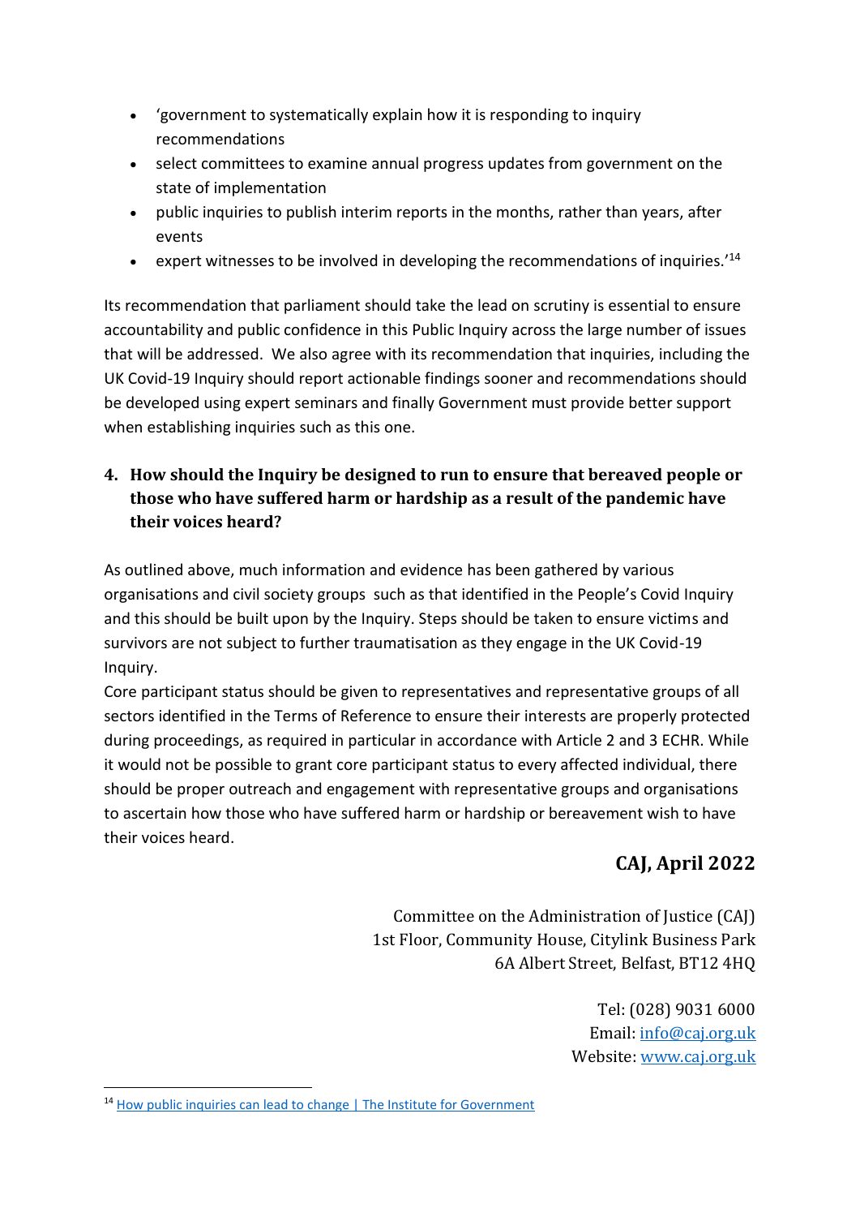- 'government to systematically explain how it is responding to inquiry recommendations
- select committees to examine annual progress updates from government on the state of implementation
- public inquiries to publish interim reports in the months, rather than years, after events
- expert witnesses to be involved in developing the recommendations of inquiries.'[14]

Its recommendation that parliament should take the lead on scrutiny is essential to ensure accountability and public confidence in this Public Inquiry across the large number of issues that will be addressed. We also agree with its recommendation that inquiries, including the UK Covid-19 Inquiry should report actionable findings sooner and recommendations should be developed using expert seminars and finally Government must provide better support when establishing inquiries such as this one.

**4. How should the Inquiry be designed to run to ensure that bereaved people or those who have suffered harm or hardship as a result of the pandemic have their voices heard?**

As outlined above, much information and evidence has been gathered by various organisations and civil society groups such as that identified in the People's Covid Inquiry and this should be built upon by the Inquiry. Steps should be taken to ensure victims and survivors are not subject to further traumatisation as they engage in the UK Covid-19 Inquiry.

Core participant status should be given to representatives and representative groups of all sectors identified in the Terms of Reference to ensure their interests are properly protected during proceedings, as required in particular in accordance with Article 2 and 3 ECHR. While it would not be possible to grant core participant status to every affected individual, there should be proper outreach and engagement with representative groups and organisations to ascertain how those who have suffered harm or hardship or bereavement wish to have their voices heard.

**CAJ, April 2022**

Committee on the Administration of Justice (CAJ)
1st Floor, Community House, Citylink Business Park
6A Albert Street, Belfast, BT12 4HQ

Tel: (028) 9031 6000
Email: info@caj.org.uk
Website: www.caj.org.uk

[14] How public inquiries can lead to change | The Institute for Government